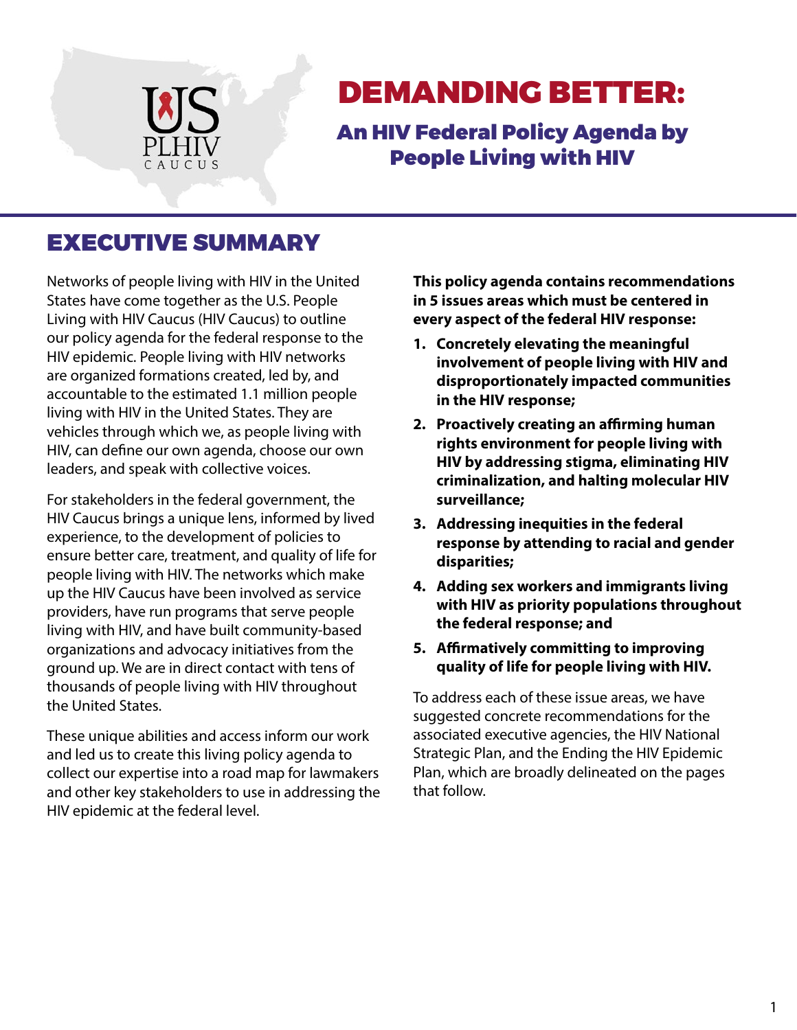US PLHIV CAUCUS

# DEMANDING BETTER:

## An HIV Federal Policy Agenda by People Living with HIV

## EXECUTIVE SUMMARY

Networks of people living with HIV in the United States have come together as the U.S. People Living with HIV Caucus (HIV Caucus) to outline our policy agenda for the federal response to the HIV epidemic. People living with HIV networks are organized formations created, led by, and accountable to the estimated 1.1 million people living with HIV in the United States. They are vehicles through which we, as people living with HIV, can define our own agenda, choose our own leaders, and speak with collective voices.

For stakeholders in the federal government, the HIV Caucus brings a unique lens, informed by lived experience, to the development of policies to ensure better care, treatment, and quality of life for people living with HIV. The networks which make up the HIV Caucus have been involved as service providers, have run programs that serve people living with HIV, and have built community-based organizations and advocacy initiatives from the ground up. We are in direct contact with tens of thousands of people living with HIV throughout the United States.

These unique abilities and access inform our work and led us to create this living policy agenda to collect our expertise into a road map for lawmakers and other key stakeholders to use in addressing the HIV epidemic at the federal level.

**This policy agenda contains recommendations in 5 issues areas which must be centered in every aspect of the federal HIV response:**

1. **Concretely elevating the meaningful involvement of people living with HIV and disproportionately impacted communities in the HIV response;**
2. **Proactively creating an affirming human rights environment for people living with HIV by addressing stigma, eliminating HIV criminalization, and halting molecular HIV surveillance;**
3. **Addressing inequities in the federal response by attending to racial and gender disparities;**
4. **Adding sex workers and immigrants living with HIV as priority populations throughout the federal response; and**
5. **Affirmatively committing to improving quality of life for people living with HIV.**

To address each of these issue areas, we have suggested concrete recommendations for the associated executive agencies, the HIV National Strategic Plan, and the Ending the HIV Epidemic Plan, which are broadly delineated on the pages that follow.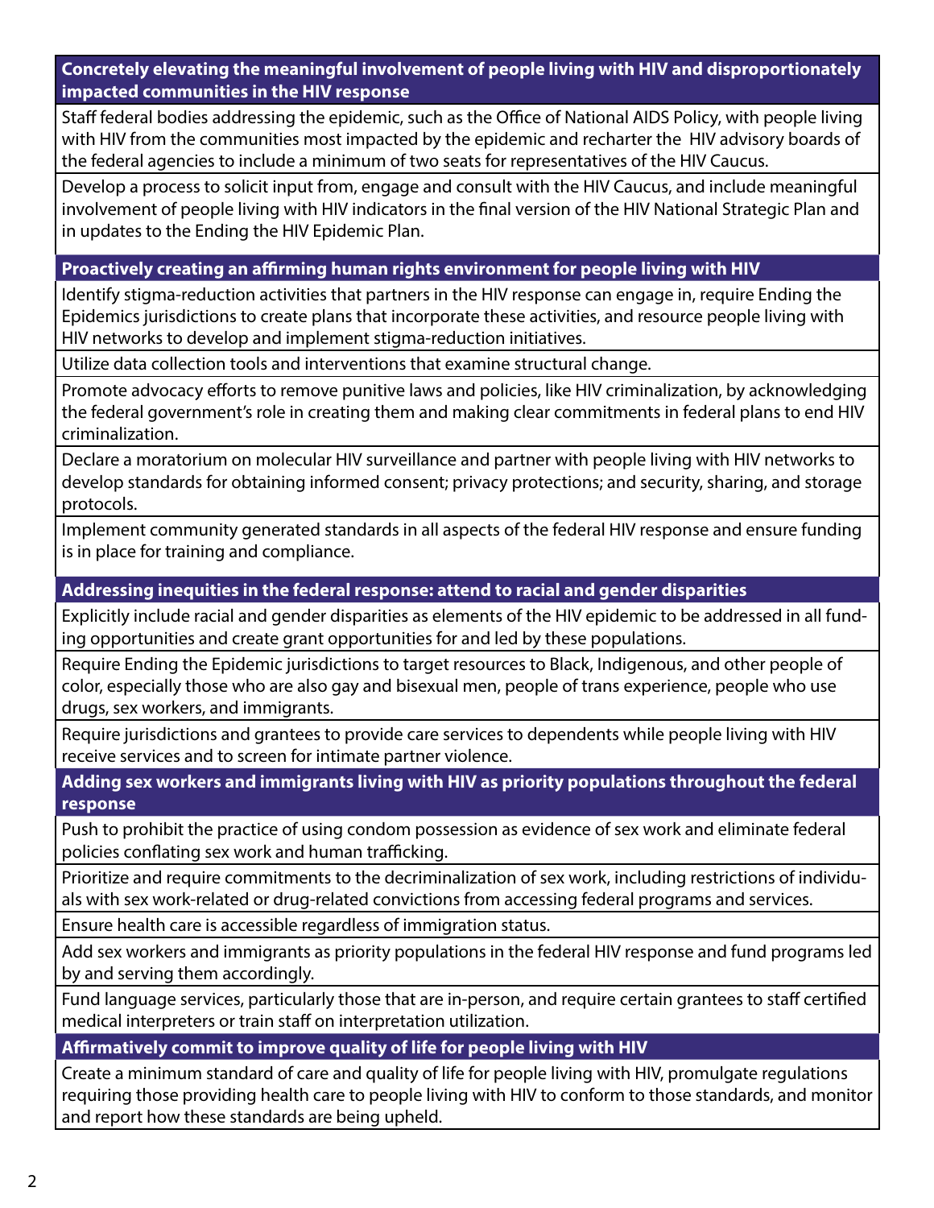| **Concretely elevating the meaningful involvement of people living with HIV and disproportionately impacted communities in the HIV response** |
| --- |
| Staff federal bodies addressing the epidemic, such as the Office of National AIDS Policy, with people living with HIV from the communities most impacted by the epidemic and recharter the HIV advisory boards of the federal agencies to include a minimum of two seats for representatives of the HIV Caucus. |
| Develop a process to solicit input from, engage and consult with the HIV Caucus, and include meaningful involvement of people living with HIV indicators in the final version of the HIV National Strategic Plan and in updates to the Ending the HIV Epidemic Plan. |
| **Proactively creating an affirming human rights environment for people living with HIV** |
| Identify stigma-reduction activities that partners in the HIV response can engage in, require Ending the Epidemics jurisdictions to create plans that incorporate these activities, and resource people living with HIV networks to develop and implement stigma-reduction initiatives. |
| Utilize data collection tools and interventions that examine structural change. |
| Promote advocacy efforts to remove punitive laws and policies, like HIV criminalization, by acknowledging the federal government's role in creating them and making clear commitments in federal plans to end HIV criminalization. |
| Declare a moratorium on molecular HIV surveillance and partner with people living with HIV networks to develop standards for obtaining informed consent; privacy protections; and security, sharing, and storage protocols. |
| Implement community generated standards in all aspects of the federal HIV response and ensure funding is in place for training and compliance. |
| **Addressing inequities in the federal response: attend to racial and gender disparities** |
| Explicitly include racial and gender disparities as elements of the HIV epidemic to be addressed in all funding opportunities and create grant opportunities for and led by these populations. |
| Require Ending the Epidemic jurisdictions to target resources to Black, Indigenous, and other people of color, especially those who are also gay and bisexual men, people of trans experience, people who use drugs, sex workers, and immigrants. |
| Require jurisdictions and grantees to provide care services to dependents while people living with HIV receive services and to screen for intimate partner violence. |
| **Adding sex workers and immigrants living with HIV as priority populations throughout the federal response** |
| Push to prohibit the practice of using condom possession as evidence of sex work and eliminate federal policies conflating sex work and human trafficking. |
| Prioritize and require commitments to the decriminalization of sex work, including restrictions of individuals with sex work-related or drug-related convictions from accessing federal programs and services. |
| Ensure health care is accessible regardless of immigration status. |
| Add sex workers and immigrants as priority populations in the federal HIV response and fund programs led by and serving them accordingly. |
| Fund language services, particularly those that are in-person, and require certain grantees to staff certified medical interpreters or train staff on interpretation utilization. |
| **Affirmatively commit to improve quality of life for people living with HIV** |
| Create a minimum standard of care and quality of life for people living with HIV, promulgate regulations requiring those providing health care to people living with HIV to conform to those standards, and monitor and report how these standards are being upheld. |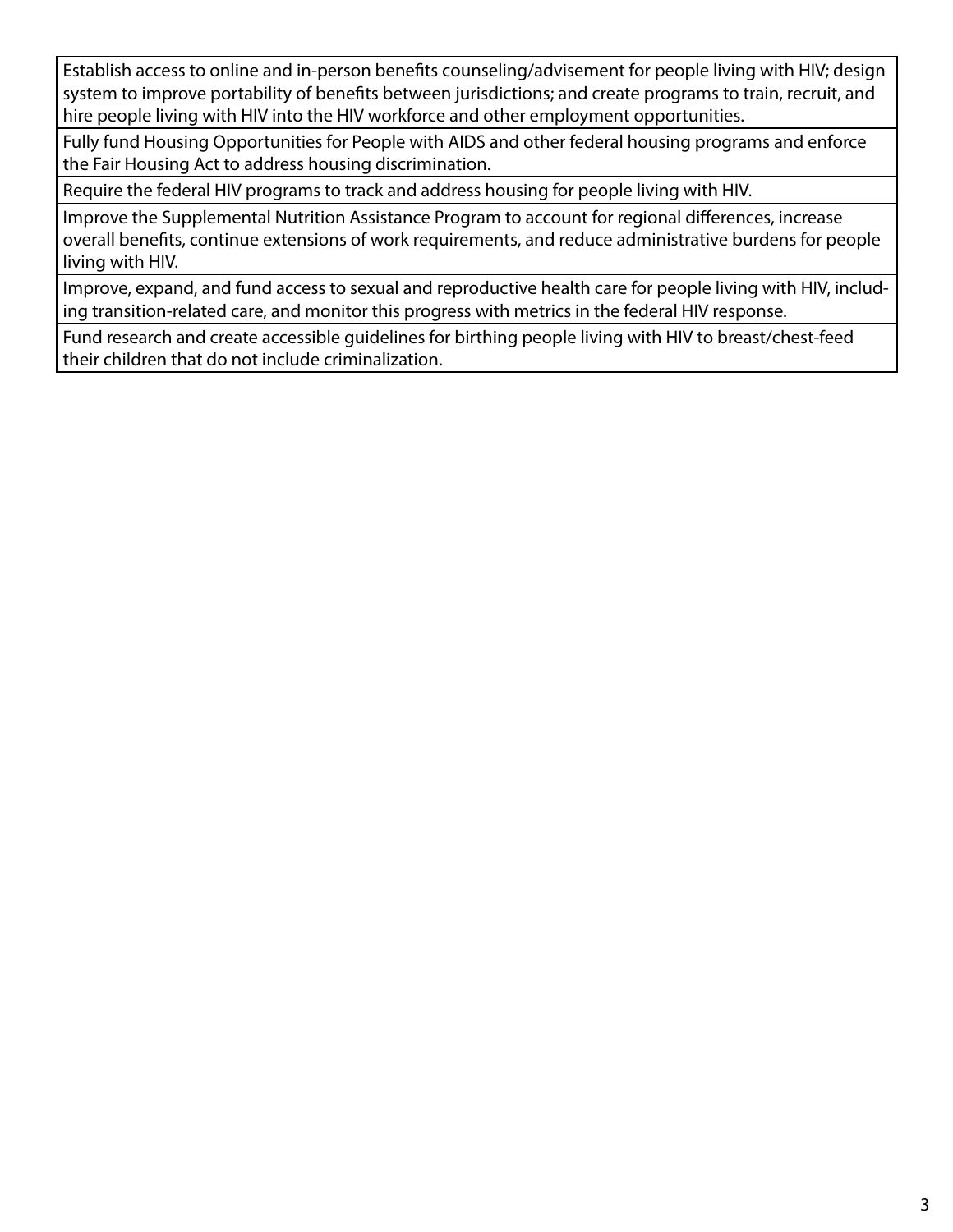| |
|---|
| Establish access to online and in-person benefits counseling/advisement for people living with HIV; design system to improve portability of benefits between jurisdictions; and create programs to train, recruit, and hire people living with HIV into the HIV workforce and other employment opportunities. |
| Fully fund Housing Opportunities for People with AIDS and other federal housing programs and enforce the Fair Housing Act to address housing discrimination. |
| Require the federal HIV programs to track and address housing for people living with HIV. |
| Improve the Supplemental Nutrition Assistance Program to account for regional differences, increase overall benefits, continue extensions of work requirements, and reduce administrative burdens for people living with HIV. |
| Improve, expand, and fund access to sexual and reproductive health care for people living with HIV, including transition-related care, and monitor this progress with metrics in the federal HIV response. |
| Fund research and create accessible guidelines for birthing people living with HIV to breast/chest-feed their children that do not include criminalization. |